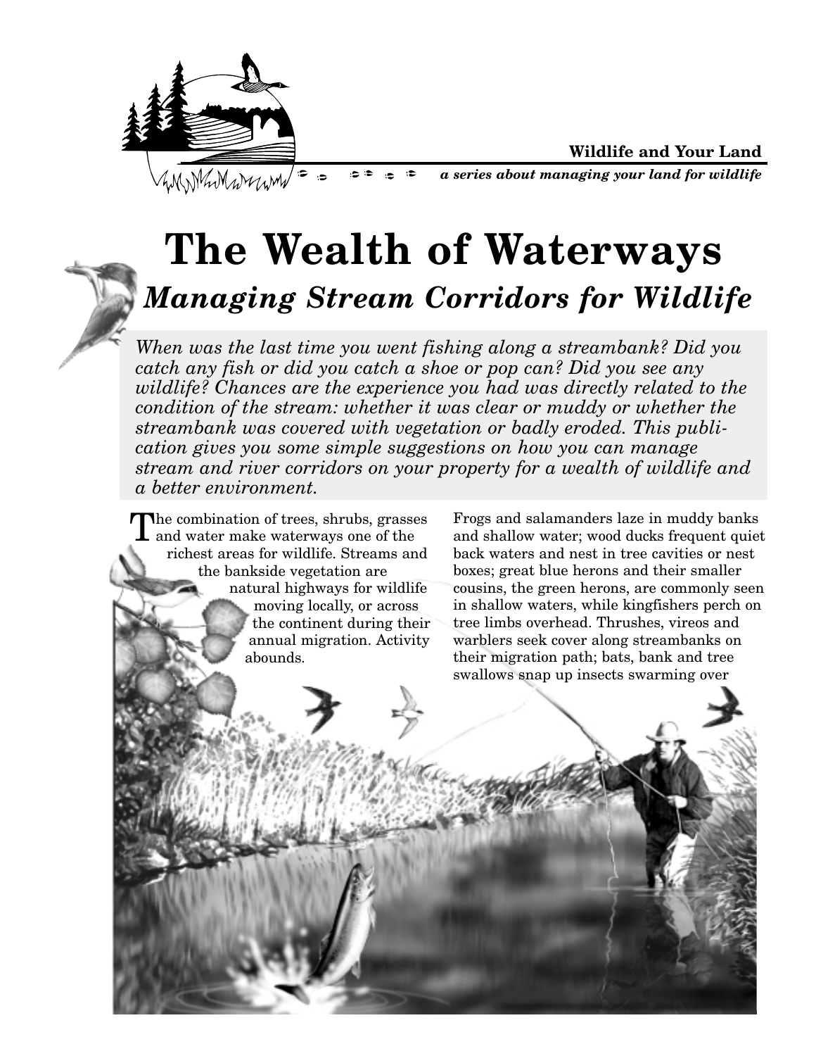**Wildlife and Your Land**

*a series about managing your land for wildlife*

# The Wealth of Waterways

## *Managing Stream Corridors for Wildlife*

*When was the last time you went fishing along a streambank? Did you catch any fish or did you catch a shoe or pop can? Did you see any wildlife? Chances are the experience you had was directly related to the condition of the stream: whether it was clear or muddy or whether the streambank was covered with vegetation or badly eroded. This publication gives you some simple suggestions on how you can manage stream and river corridors on your property for a wealth of wildlife and a better environment.*

The combination of trees, shrubs, grasses and water make waterways one of the richest areas for wildlife. Streams and the bankside vegetation are natural highways for wildlife moving locally, or across the continent during their annual migration. Activity abounds.

Frogs and salamanders laze in muddy banks and shallow water; wood ducks frequent quiet back waters and nest in tree cavities or nest boxes; great blue herons and their smaller cousins, the green herons, are commonly seen in shallow waters, while kingfishers perch on tree limbs overhead. Thrushes, vireos and warblers seek cover along streambanks on their migration path; bats, bank and tree swallows snap up insects swarming over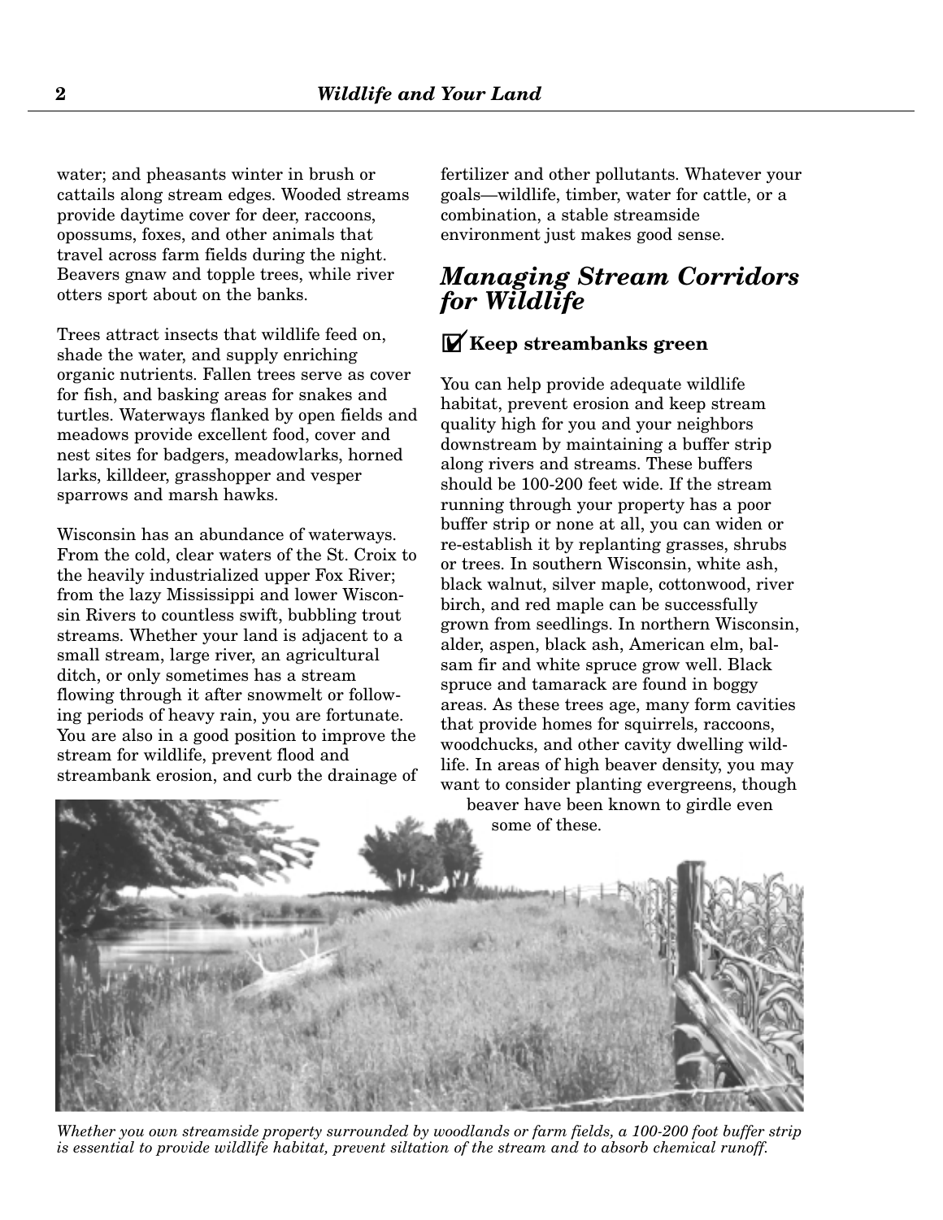water; and pheasants winter in brush or cattails along stream edges. Wooded streams provide daytime cover for deer, raccoons, opossums, foxes, and other animals that travel across farm fields during the night. Beavers gnaw and topple trees, while river otters sport about on the banks.

Trees attract insects that wildlife feed on, shade the water, and supply enriching organic nutrients. Fallen trees serve as cover for fish, and basking areas for snakes and turtles. Waterways flanked by open fields and meadows provide excellent food, cover and nest sites for badgers, meadowlarks, horned larks, killdeer, grasshopper and vesper sparrows and marsh hawks.

Wisconsin has an abundance of waterways. From the cold, clear waters of the St. Croix to the heavily industrialized upper Fox River; from the lazy Mississippi and lower Wisconsin Rivers to countless swift, bubbling trout streams. Whether your land is adjacent to a small stream, large river, an agricultural ditch, or only sometimes has a stream flowing through it after snowmelt or following periods of heavy rain, you are fortunate. You are also in a good position to improve the stream for wildlife, prevent flood and streambank erosion, and curb the drainage of fertilizer and other pollutants. Whatever your goals—wildlife, timber, water for cattle, or a combination, a stable streamside environment just makes good sense.

## *Managing Stream Corridors for Wildlife*

### ☑ Keep streambanks green

You can help provide adequate wildlife habitat, prevent erosion and keep stream quality high for you and your neighbors downstream by maintaining a buffer strip along rivers and streams. These buffers should be 100-200 feet wide. If the stream running through your property has a poor buffer strip or none at all, you can widen or re-establish it by replanting grasses, shrubs or trees. In southern Wisconsin, white ash, black walnut, silver maple, cottonwood, river birch, and red maple can be successfully grown from seedlings. In northern Wisconsin, alder, aspen, black ash, American elm, balsam fir and white spruce grow well. Black spruce and tamarack are found in boggy areas. As these trees age, many form cavities that provide homes for squirrels, raccoons, woodchucks, and other cavity dwelling wildlife. In areas of high beaver density, you may want to consider planting evergreens, though beaver have been known to girdle even some of these.

*Whether you own streamside property surrounded by woodlands or farm fields, a 100-200 foot buffer strip is essential to provide wildlife habitat, prevent siltation of the stream and to absorb chemical runoff.*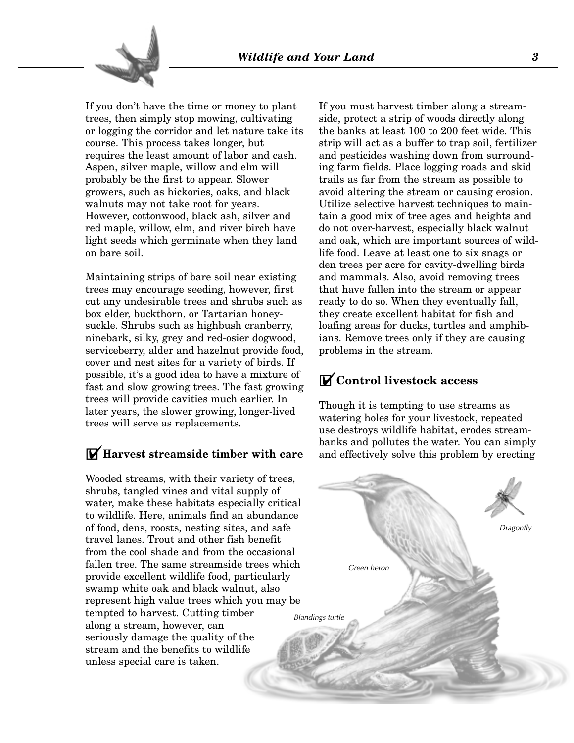If you don't have the time or money to plant trees, then simply stop mowing, cultivating or logging the corridor and let nature take its course. This process takes longer, but requires the least amount of labor and cash. Aspen, silver maple, willow and elm will probably be the first to appear. Slower growers, such as hickories, oaks, and black walnuts may not take root for years. However, cottonwood, black ash, silver and red maple, willow, elm, and river birch have light seeds which germinate when they land on bare soil.

Maintaining strips of bare soil near existing trees may encourage seeding, however, first cut any undesirable trees and shrubs such as box elder, buckthorn, or Tartarian honeysuckle. Shrubs such as highbush cranberry, ninebark, silky, grey and red-osier dogwood, serviceberry, alder and hazelnut provide food, cover and nest sites for a variety of birds. If possible, it's a good idea to have a mixture of fast and slow growing trees. The fast growing trees will provide cavities much earlier. In later years, the slower growing, longer-lived trees will serve as replacements.

## ☑ Harvest streamside timber with care

Wooded streams, with their variety of trees, shrubs, tangled vines and vital supply of water, make these habitats especially critical to wildlife. Here, animals find an abundance of food, dens, roosts, nesting sites, and safe travel lanes. Trout and other fish benefit from the cool shade and from the occasional fallen tree. The same streamside trees which provide excellent wildlife food, particularly swamp white oak and black walnut, also represent high value trees which you may be tempted to harvest. Cutting timber along a stream, however, can seriously damage the quality of the stream and the benefits to wildlife unless special care is taken.

If you must harvest timber along a streamside, protect a strip of woods directly along the banks at least 100 to 200 feet wide. This strip will act as a buffer to trap soil, fertilizer and pesticides washing down from surrounding farm fields. Place logging roads and skid trails as far from the stream as possible to avoid altering the stream or causing erosion. Utilize selective harvest techniques to maintain a good mix of tree ages and heights and do not over-harvest, especially black walnut and oak, which are important sources of wildlife food. Leave at least one to six snags or den trees per acre for cavity-dwelling birds and mammals. Also, avoid removing trees that have fallen into the stream or appear ready to do so. When they eventually fall, they create excellent habitat for fish and loafing areas for ducks, turtles and amphibians. Remove trees only if they are causing problems in the stream.

## ☑ Control livestock access

Though it is tempting to use streams as watering holes for your livestock, repeated use destroys wildlife habitat, erodes streambanks and pollutes the water. You can simply and effectively solve this problem by erecting

*Dragonfly*

*Green heron*

*Blandings turtle*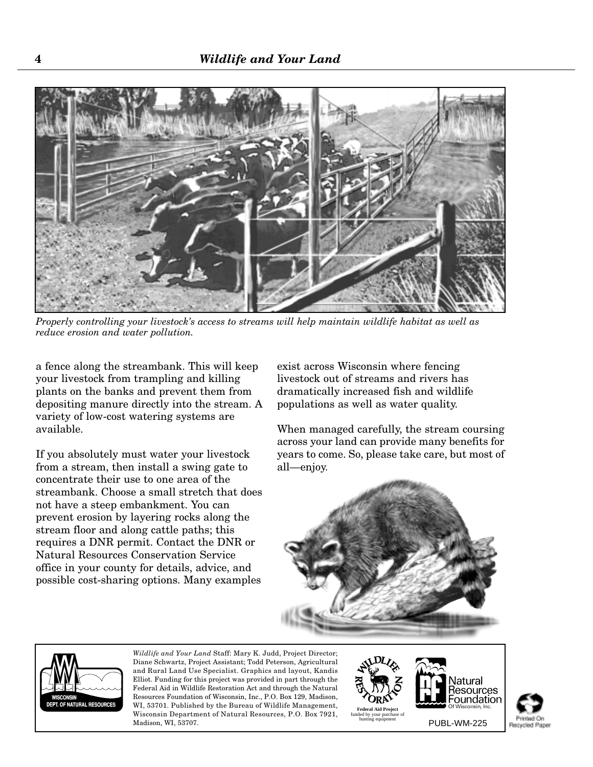*Properly controlling your livestock's access to streams will help maintain wildlife habitat as well as reduce erosion and water pollution.*

a fence along the streambank. This will keep your livestock from trampling and killing plants on the banks and prevent them from depositing manure directly into the stream. A variety of low-cost watering systems are available.

If you absolutely must water your livestock from a stream, then install a swing gate to concentrate their use to one area of the streambank. Choose a small stretch that does not have a steep embankment. You can prevent erosion by layering rocks along the stream floor and along cattle paths; this requires a DNR permit. Contact the DNR or Natural Resources Conservation Service office in your county for details, advice, and possible cost-sharing options. Many examples exist across Wisconsin where fencing livestock out of streams and rivers has dramatically increased fish and wildlife populations as well as water quality.

When managed carefully, the stream coursing across your land can provide many benefits for years to come. So, please take care, but most of all—enjoy.

WISCONSIN DEPT. OF NATURAL RESOURCES

*Wildlife and Your Land* Staff: Mary K. Judd, Project Director; Diane Schwartz, Project Assistant; Todd Peterson, Agricultural and Rural Land Use Specialist. Graphics and layout, Kandis Elliot. Funding for this project was provided in part through the Federal Aid in Wildlife Restoration Act and through the Natural Resources Foundation of Wisconsin, Inc., P.O. Box 129, Madison, WI, 53701. Published by the Bureau of Wildlife Management, Wisconsin Department of Natural Resources, P.O. Box 7921, Madison, WI, 53707.

WILDLIFE RESTORATION

Federal Aid Project funded by your purchase of hunting equipment

Natural Resources Foundation Of Wisconsin, Inc.

PUBL-WM-225

Printed On Recycled Paper